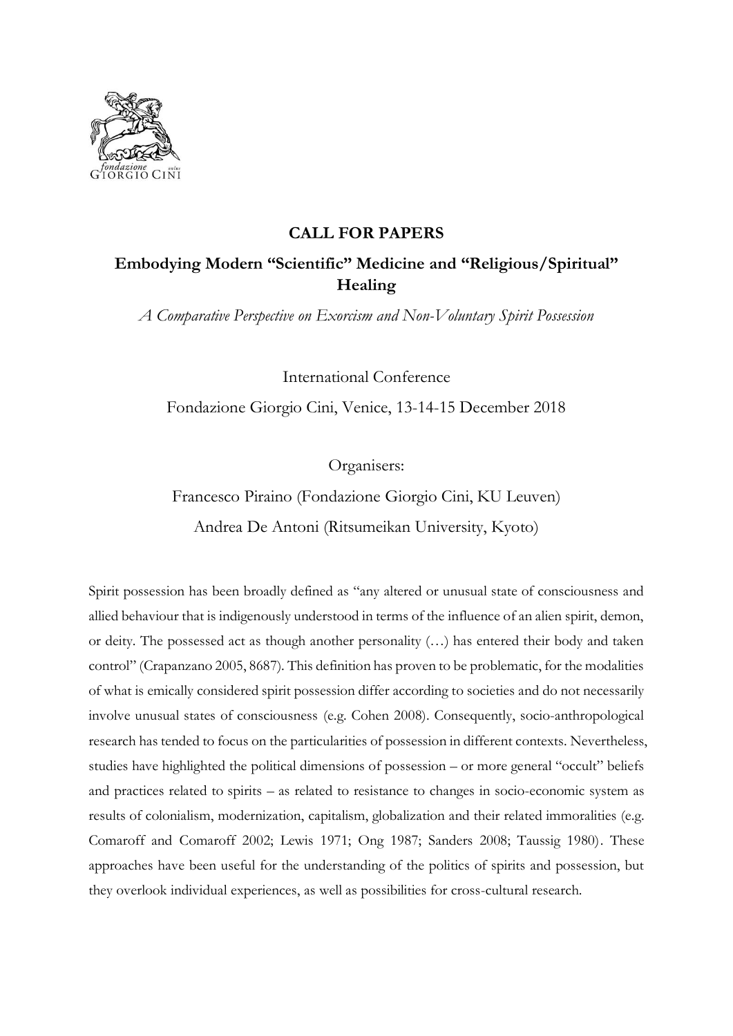## CALL FOR PAPERS

### Embodying Modern "Scientific" Medicine and "Religious/Spiritual" Healing

*A Comparative Perspective on Exorcism and Non-Voluntary Spirit Possession*

International Conference

Fondazione Giorgio Cini, Venice, 13-14-15 December 2018

Organisers:

Francesco Piraino (Fondazione Giorgio Cini, KU Leuven)

Andrea De Antoni (Ritsumeikan University, Kyoto)

Spirit possession has been broadly defined as "any altered or unusual state of consciousness and allied behaviour that is indigenously understood in terms of the influence of an alien spirit, demon, or deity. The possessed act as though another personality (…) has entered their body and taken control" (Crapanzano 2005, 8687). This definition has proven to be problematic, for the modalities of what is emically considered spirit possession differ according to societies and do not necessarily involve unusual states of consciousness (e.g. Cohen 2008). Consequently, socio-anthropological research has tended to focus on the particularities of possession in different contexts. Nevertheless, studies have highlighted the political dimensions of possession – or more general "occult" beliefs and practices related to spirits – as related to resistance to changes in socio-economic system as results of colonialism, modernization, capitalism, globalization and their related immoralities (e.g. Comaroff and Comaroff 2002; Lewis 1971; Ong 1987; Sanders 2008; Taussig 1980). These approaches have been useful for the understanding of the politics of spirits and possession, but they overlook individual experiences, as well as possibilities for cross-cultural research.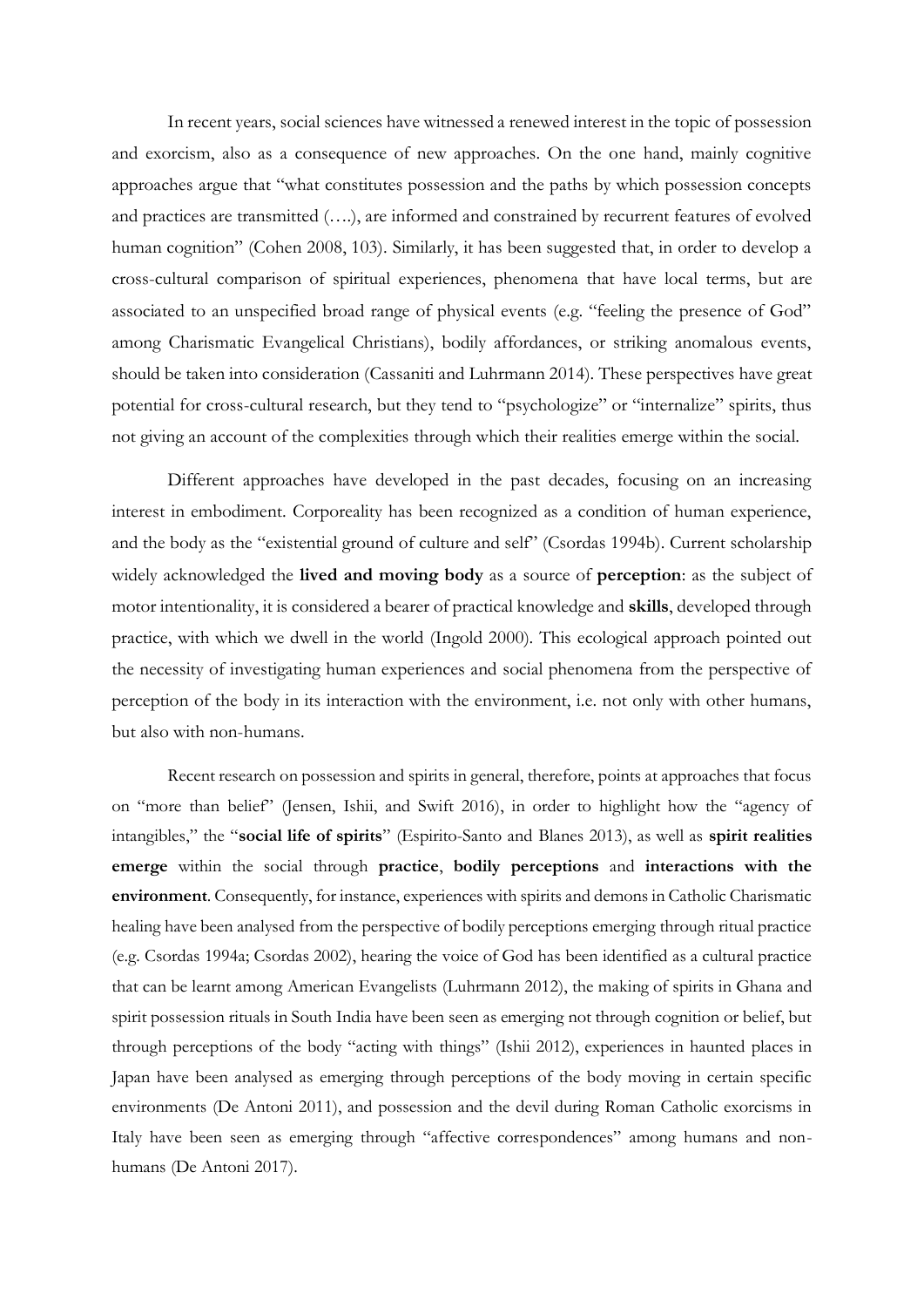In recent years, social sciences have witnessed a renewed interest in the topic of possession and exorcism, also as a consequence of new approaches. On the one hand, mainly cognitive approaches argue that "what constitutes possession and the paths by which possession concepts and practices are transmitted (….), are informed and constrained by recurrent features of evolved human cognition" (Cohen 2008, 103). Similarly, it has been suggested that, in order to develop a cross-cultural comparison of spiritual experiences, phenomena that have local terms, but are associated to an unspecified broad range of physical events (e.g. "feeling the presence of God" among Charismatic Evangelical Christians), bodily affordances, or striking anomalous events, should be taken into consideration (Cassaniti and Luhrmann 2014). These perspectives have great potential for cross-cultural research, but they tend to "psychologize" or "internalize" spirits, thus not giving an account of the complexities through which their realities emerge within the social.

Different approaches have developed in the past decades, focusing on an increasing interest in embodiment. Corporeality has been recognized as a condition of human experience, and the body as the "existential ground of culture and self" (Csordas 1994b). Current scholarship widely acknowledged the **lived and moving body** as a source of **perception**: as the subject of motor intentionality, it is considered a bearer of practical knowledge and **skills**, developed through practice, with which we dwell in the world (Ingold 2000). This ecological approach pointed out the necessity of investigating human experiences and social phenomena from the perspective of perception of the body in its interaction with the environment, i.e. not only with other humans, but also with non-humans.

Recent research on possession and spirits in general, therefore, points at approaches that focus on "more than belief" (Jensen, Ishii, and Swift 2016), in order to highlight how the "agency of intangibles," the "**social life of spirits**" (Espirito-Santo and Blanes 2013), as well as **spirit realities emerge** within the social through **practice**, **bodily perceptions** and **interactions with the environment**. Consequently, for instance, experiences with spirits and demons in Catholic Charismatic healing have been analysed from the perspective of bodily perceptions emerging through ritual practice (e.g. Csordas 1994a; Csordas 2002), hearing the voice of God has been identified as a cultural practice that can be learnt among American Evangelists (Luhrmann 2012), the making of spirits in Ghana and spirit possession rituals in South India have been seen as emerging not through cognition or belief, but through perceptions of the body "acting with things" (Ishii 2012), experiences in haunted places in Japan have been analysed as emerging through perceptions of the body moving in certain specific environments (De Antoni 2011), and possession and the devil during Roman Catholic exorcisms in Italy have been seen as emerging through "affective correspondences" among humans and non-humans (De Antoni 2017).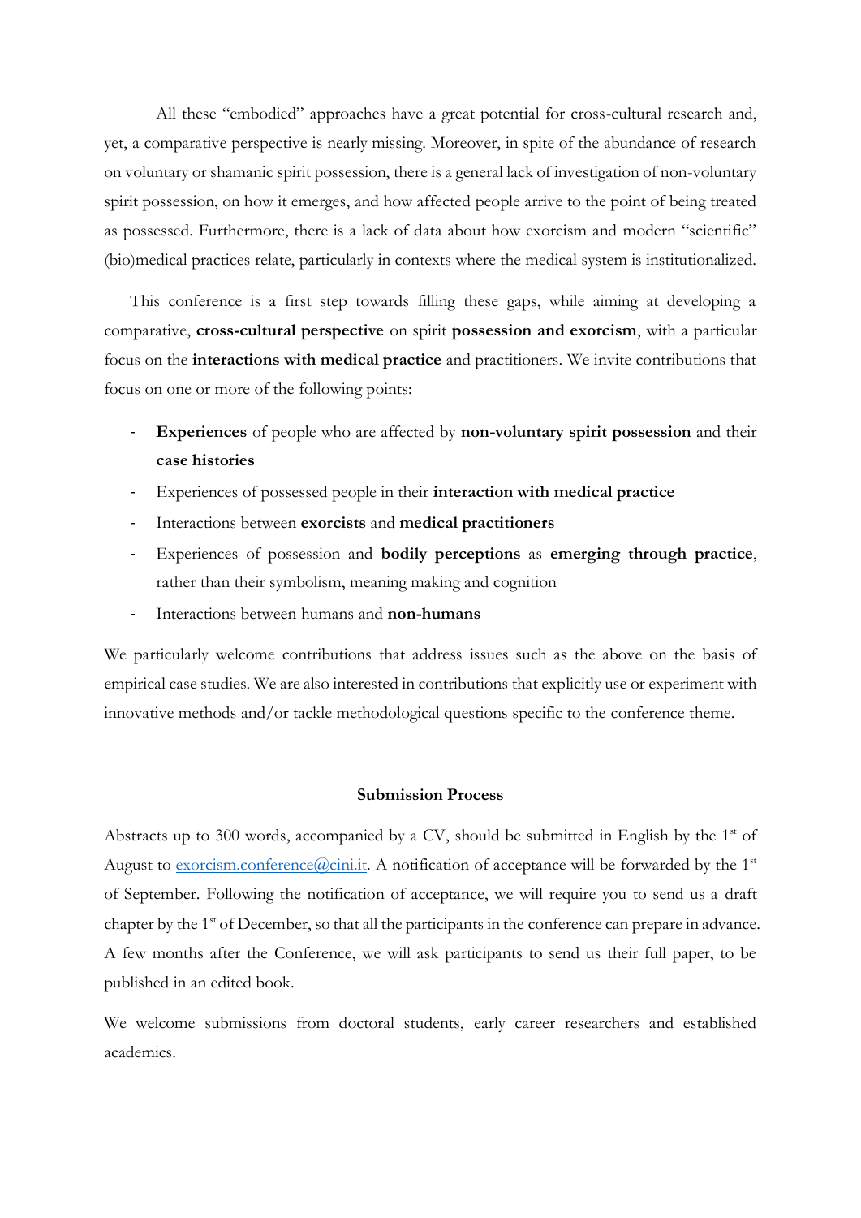All these "embodied" approaches have a great potential for cross-cultural research and, yet, a comparative perspective is nearly missing. Moreover, in spite of the abundance of research on voluntary or shamanic spirit possession, there is a general lack of investigation of non-voluntary spirit possession, on how it emerges, and how affected people arrive to the point of being treated as possessed. Furthermore, there is a lack of data about how exorcism and modern "scientific" (bio)medical practices relate, particularly in contexts where the medical system is institutionalized.

This conference is a first step towards filling these gaps, while aiming at developing a comparative, **cross-cultural perspective** on spirit **possession and exorcism**, with a particular focus on the **interactions with medical practice** and practitioners. We invite contributions that focus on one or more of the following points:

- **Experiences** of people who are affected by **non-voluntary spirit possession** and their **case histories**
- Experiences of possessed people in their **interaction with medical practice**
- Interactions between **exorcists** and **medical practitioners**
- Experiences of possession and **bodily perceptions** as **emerging through practice**, rather than their symbolism, meaning making and cognition
- Interactions between humans and **non-humans**

We particularly welcome contributions that address issues such as the above on the basis of empirical case studies. We are also interested in contributions that explicitly use or experiment with innovative methods and/or tackle methodological questions specific to the conference theme.

**Submission Process**

Abstracts up to 300 words, accompanied by a CV, should be submitted in English by the 1st of August to exorcism.conference@cini.it. A notification of acceptance will be forwarded by the 1st of September. Following the notification of acceptance, we will require you to send us a draft chapter by the 1st of December, so that all the participants in the conference can prepare in advance. A few months after the Conference, we will ask participants to send us their full paper, to be published in an edited book.

We welcome submissions from doctoral students, early career researchers and established academics.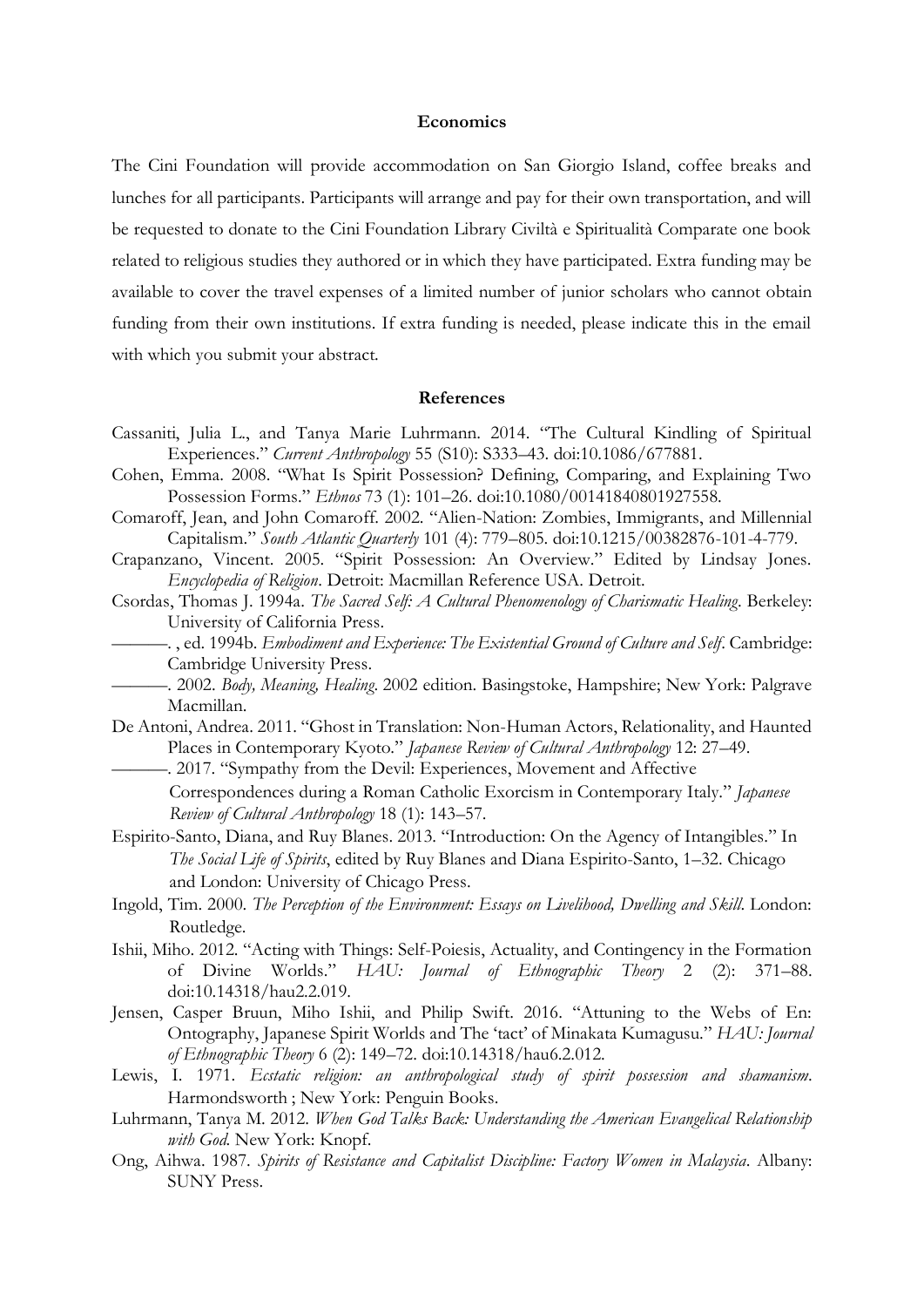## Economics

The Cini Foundation will provide accommodation on San Giorgio Island, coffee breaks and lunches for all participants. Participants will arrange and pay for their own transportation, and will be requested to donate to the Cini Foundation Library Civiltà e Spiritualità Comparate one book related to religious studies they authored or in which they have participated. Extra funding may be available to cover the travel expenses of a limited number of junior scholars who cannot obtain funding from their own institutions. If extra funding is needed, please indicate this in the email with which you submit your abstract.

## References

Cassaniti, Julia L., and Tanya Marie Luhrmann. 2014. "The Cultural Kindling of Spiritual Experiences." *Current Anthropology* 55 (S10): S333–43. doi:10.1086/677881.

Cohen, Emma. 2008. "What Is Spirit Possession? Defining, Comparing, and Explaining Two Possession Forms." *Ethnos* 73 (1): 101–26. doi:10.1080/00141840801927558.

Comaroff, Jean, and John Comaroff. 2002. "Alien-Nation: Zombies, Immigrants, and Millennial Capitalism." *South Atlantic Quarterly* 101 (4): 779–805. doi:10.1215/00382876-101-4-779.

Crapanzano, Vincent. 2005. "Spirit Possession: An Overview." Edited by Lindsay Jones. *Encyclopedia of Religion*. Detroit: Macmillan Reference USA. Detroit.

Csordas, Thomas J. 1994a. *The Sacred Self: A Cultural Phenomenology of Charismatic Healing*. Berkeley: University of California Press.

———. , ed. 1994b. *Embodiment and Experience: The Existential Ground of Culture and Self*. Cambridge: Cambridge University Press.

———. 2002. *Body, Meaning, Healing*. 2002 edition. Basingstoke, Hampshire; New York: Palgrave Macmillan.

De Antoni, Andrea. 2011. "Ghost in Translation: Non-Human Actors, Relationality, and Haunted Places in Contemporary Kyoto." *Japanese Review of Cultural Anthropology* 12: 27–49.

———. 2017. "Sympathy from the Devil: Experiences, Movement and Affective Correspondences during a Roman Catholic Exorcism in Contemporary Italy." *Japanese Review of Cultural Anthropology* 18 (1): 143–57.

Espirito-Santo, Diana, and Ruy Blanes. 2013. "Introduction: On the Agency of Intangibles." In *The Social Life of Spirits*, edited by Ruy Blanes and Diana Espirito-Santo, 1–32. Chicago and London: University of Chicago Press.

Ingold, Tim. 2000. *The Perception of the Environment: Essays on Livelihood, Dwelling and Skill*. London: Routledge.

Ishii, Miho. 2012. "Acting with Things: Self-Poiesis, Actuality, and Contingency in the Formation of Divine Worlds." *HAU: Journal of Ethnographic Theory* 2 (2): 371–88. doi:10.14318/hau2.2.019.

Jensen, Casper Bruun, Miho Ishii, and Philip Swift. 2016. "Attuning to the Webs of En: Ontography, Japanese Spirit Worlds and The 'tact' of Minakata Kumagusu." *HAU: Journal of Ethnographic Theory* 6 (2): 149–72. doi:10.14318/hau6.2.012.

Lewis, I. 1971. *Ecstatic religion: an anthropological study of spirit possession and shamanism*. Harmondsworth ; New York: Penguin Books.

Luhrmann, Tanya M. 2012. *When God Talks Back: Understanding the American Evangelical Relationship with God*. New York: Knopf.

Ong, Aihwa. 1987. *Spirits of Resistance and Capitalist Discipline: Factory Women in Malaysia*. Albany: SUNY Press.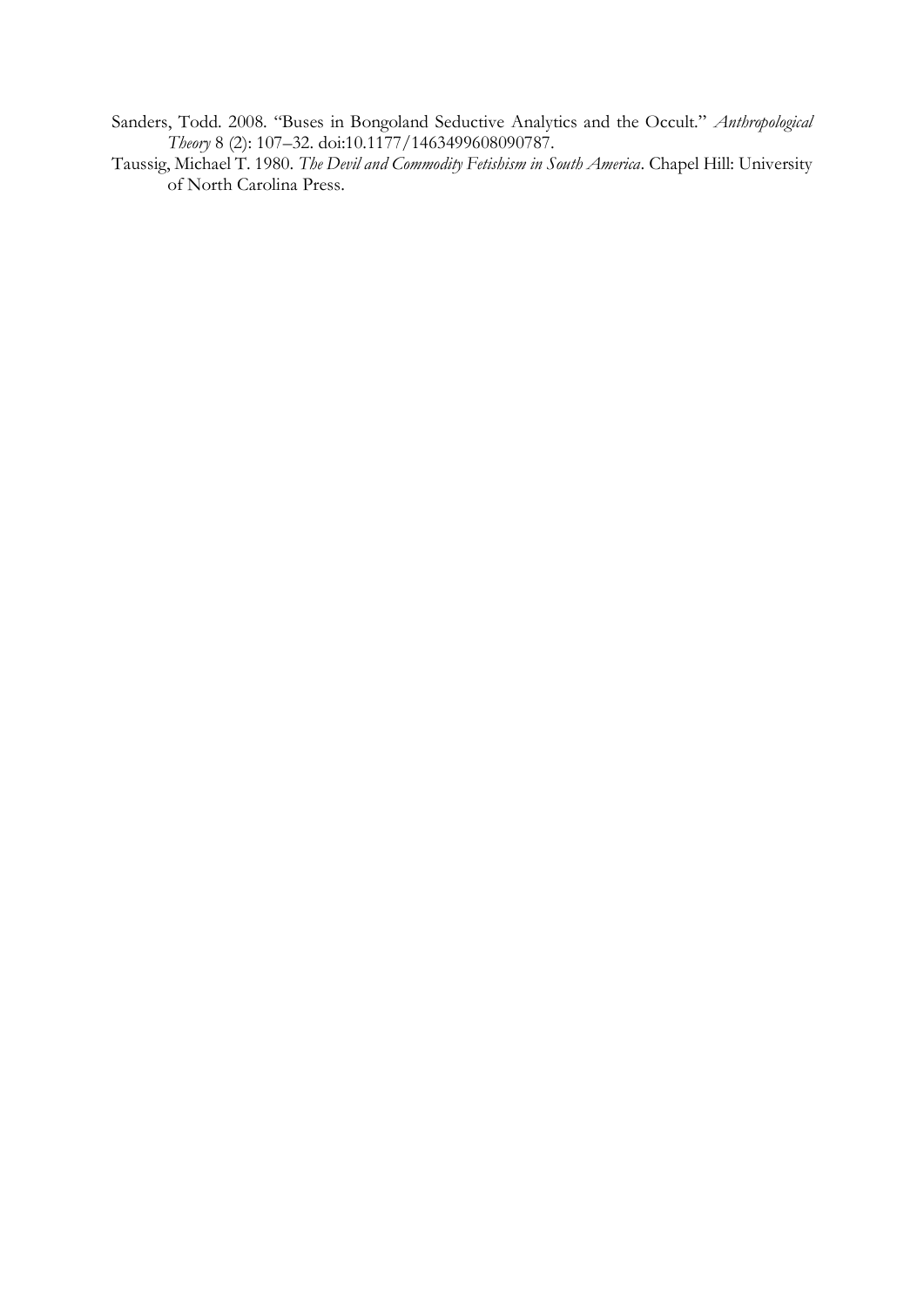Sanders, Todd. 2008. "Buses in Bongoland Seductive Analytics and the Occult." *Anthropological Theory* 8 (2): 107–32. doi:10.1177/1463499608090787.

Taussig, Michael T. 1980. *The Devil and Commodity Fetishism in South America*. Chapel Hill: University of North Carolina Press.